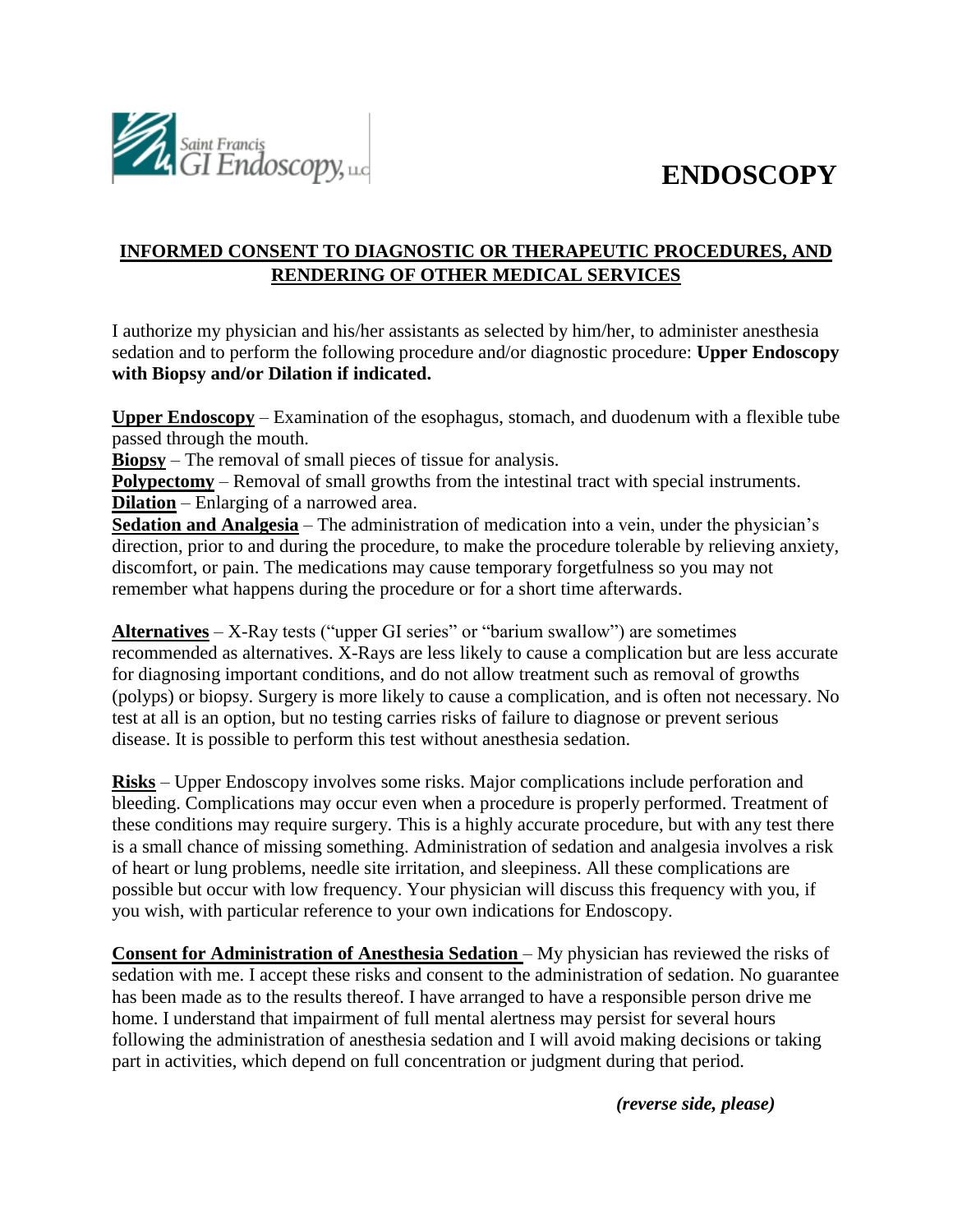Saint Francis GI Endoscopy, LLC

# ENDOSCOPY

## INFORMED CONSENT TO DIAGNOSTIC OR THERAPEUTIC PROCEDURES, AND RENDERING OF OTHER MEDICAL SERVICES

I authorize my physician and his/her assistants as selected by him/her, to administer anesthesia sedation and to perform the following procedure and/or diagnostic procedure: **Upper Endoscopy with Biopsy and/or Dilation if indicated.**

**Upper Endoscopy** – Examination of the esophagus, stomach, and duodenum with a flexible tube passed through the mouth.
**Biopsy** – The removal of small pieces of tissue for analysis.
**Polypectomy** – Removal of small growths from the intestinal tract with special instruments.
**Dilation** – Enlarging of a narrowed area.
**Sedation and Analgesia** – The administration of medication into a vein, under the physician's direction, prior to and during the procedure, to make the procedure tolerable by relieving anxiety, discomfort, or pain. The medications may cause temporary forgetfulness so you may not remember what happens during the procedure or for a short time afterwards.

**Alternatives** – X-Ray tests ("upper GI series" or "barium swallow") are sometimes recommended as alternatives. X-Rays are less likely to cause a complication but are less accurate for diagnosing important conditions, and do not allow treatment such as removal of growths (polyps) or biopsy. Surgery is more likely to cause a complication, and is often not necessary. No test at all is an option, but no testing carries risks of failure to diagnose or prevent serious disease. It is possible to perform this test without anesthesia sedation.

**Risks** – Upper Endoscopy involves some risks. Major complications include perforation and bleeding. Complications may occur even when a procedure is properly performed. Treatment of these conditions may require surgery. This is a highly accurate procedure, but with any test there is a small chance of missing something. Administration of sedation and analgesia involves a risk of heart or lung problems, needle site irritation, and sleepiness. All these complications are possible but occur with low frequency. Your physician will discuss this frequency with you, if you wish, with particular reference to your own indications for Endoscopy.

**Consent for Administration of Anesthesia Sedation** – My physician has reviewed the risks of sedation with me. I accept these risks and consent to the administration of sedation. No guarantee has been made as to the results thereof. I have arranged to have a responsible person drive me home. I understand that impairment of full mental alertness may persist for several hours following the administration of anesthesia sedation and I will avoid making decisions or taking part in activities, which depend on full concentration or judgment during that period.

***(reverse side, please)***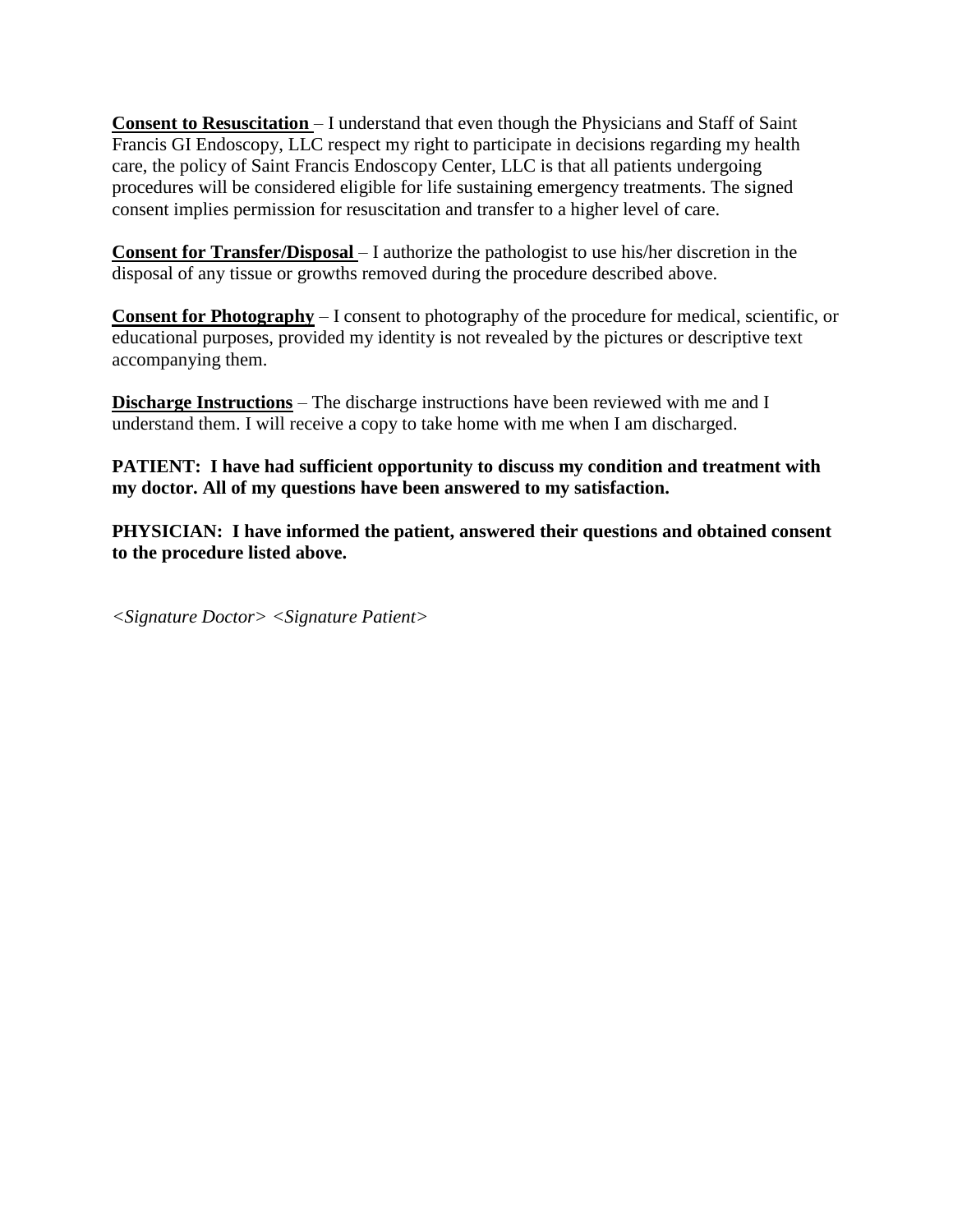**<u>Consent to Resuscitation</u>** – I understand that even though the Physicians and Staff of Saint Francis GI Endoscopy, LLC respect my right to participate in decisions regarding my health care, the policy of Saint Francis Endoscopy Center, LLC is that all patients undergoing procedures will be considered eligible for life sustaining emergency treatments. The signed consent implies permission for resuscitation and transfer to a higher level of care.

**<u>Consent for Transfer/Disposal</u>** – I authorize the pathologist to use his/her discretion in the disposal of any tissue or growths removed during the procedure described above.

**<u>Consent for Photography</u>** – I consent to photography of the procedure for medical, scientific, or educational purposes, provided my identity is not revealed by the pictures or descriptive text accompanying them.

**<u>Discharge Instructions</u>** – The discharge instructions have been reviewed with me and I understand them. I will receive a copy to take home with me when I am discharged.

**PATIENT: I have had sufficient opportunity to discuss my condition and treatment with my doctor. All of my questions have been answered to my satisfaction.**

**PHYSICIAN: I have informed the patient, answered their questions and obtained consent to the procedure listed above.**

*<Signature Doctor> <Signature Patient>*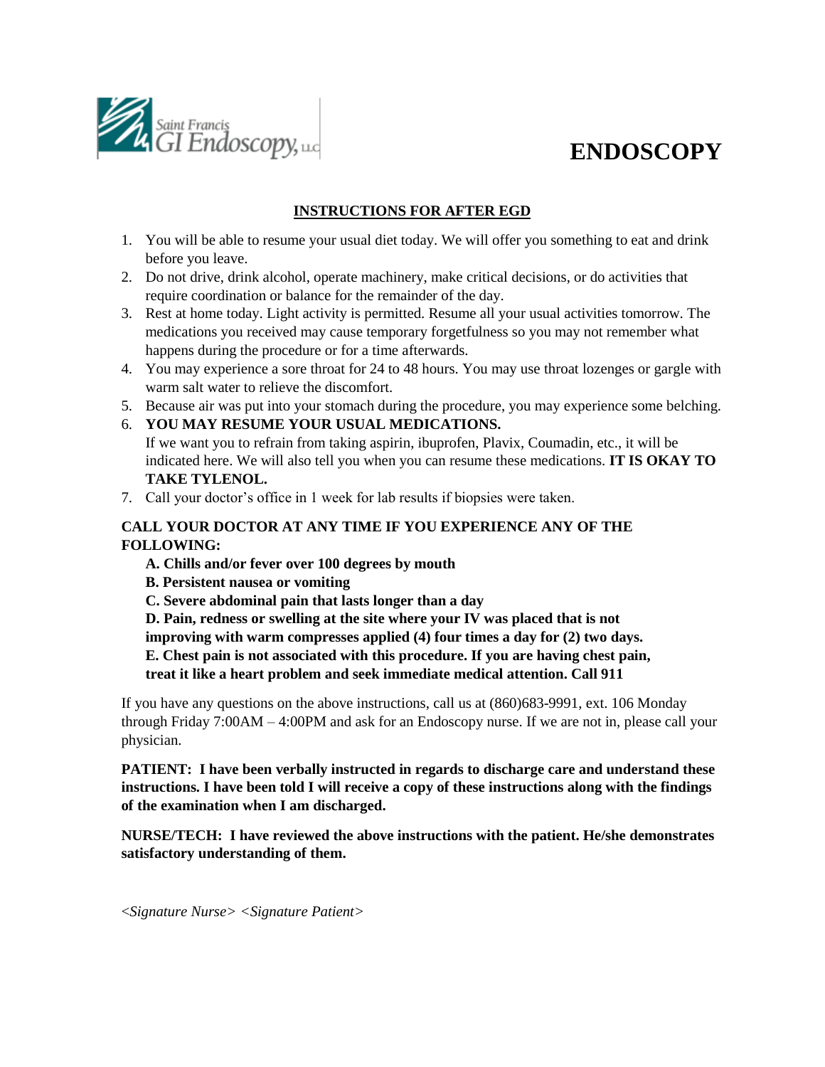Saint Francis GI Endoscopy, LLC

# ENDOSCOPY

## INSTRUCTIONS FOR AFTER EGD

1. You will be able to resume your usual diet today. We will offer you something to eat and drink before you leave.
2. Do not drive, drink alcohol, operate machinery, make critical decisions, or do activities that require coordination or balance for the remainder of the day.
3. Rest at home today. Light activity is permitted. Resume all your usual activities tomorrow. The medications you received may cause temporary forgetfulness so you may not remember what happens during the procedure or for a time afterwards.
4. You may experience a sore throat for 24 to 48 hours. You may use throat lozenges or gargle with warm salt water to relieve the discomfort.
5. Because air was put into your stomach during the procedure, you may experience some belching.
6. **YOU MAY RESUME YOUR USUAL MEDICATIONS.** If we want you to refrain from taking aspirin, ibuprofen, Plavix, Coumadin, etc., it will be indicated here. We will also tell you when you can resume these medications. **IT IS OKAY TO TAKE TYLENOL.**
7. Call your doctor's office in 1 week for lab results if biopsies were taken.

**CALL YOUR DOCTOR AT ANY TIME IF YOU EXPERIENCE ANY OF THE FOLLOWING:**

**A. Chills and/or fever over 100 degrees by mouth**
**B. Persistent nausea or vomiting**
**C. Severe abdominal pain that lasts longer than a day**
**D. Pain, redness or swelling at the site where your IV was placed that is not improving with warm compresses applied (4) four times a day for (2) two days.**
**E. Chest pain is not associated with this procedure. If you are having chest pain, treat it like a heart problem and seek immediate medical attention. Call 911**

If you have any questions on the above instructions, call us at (860)683-9991, ext. 106 Monday through Friday 7:00AM – 4:00PM and ask for an Endoscopy nurse. If we are not in, please call your physician.

**PATIENT: I have been verbally instructed in regards to discharge care and understand these instructions. I have been told I will receive a copy of these instructions along with the findings of the examination when I am discharged.**

**NURSE/TECH: I have reviewed the above instructions with the patient. He/she demonstrates satisfactory understanding of them.**

*<Signature Nurse> <Signature Patient>*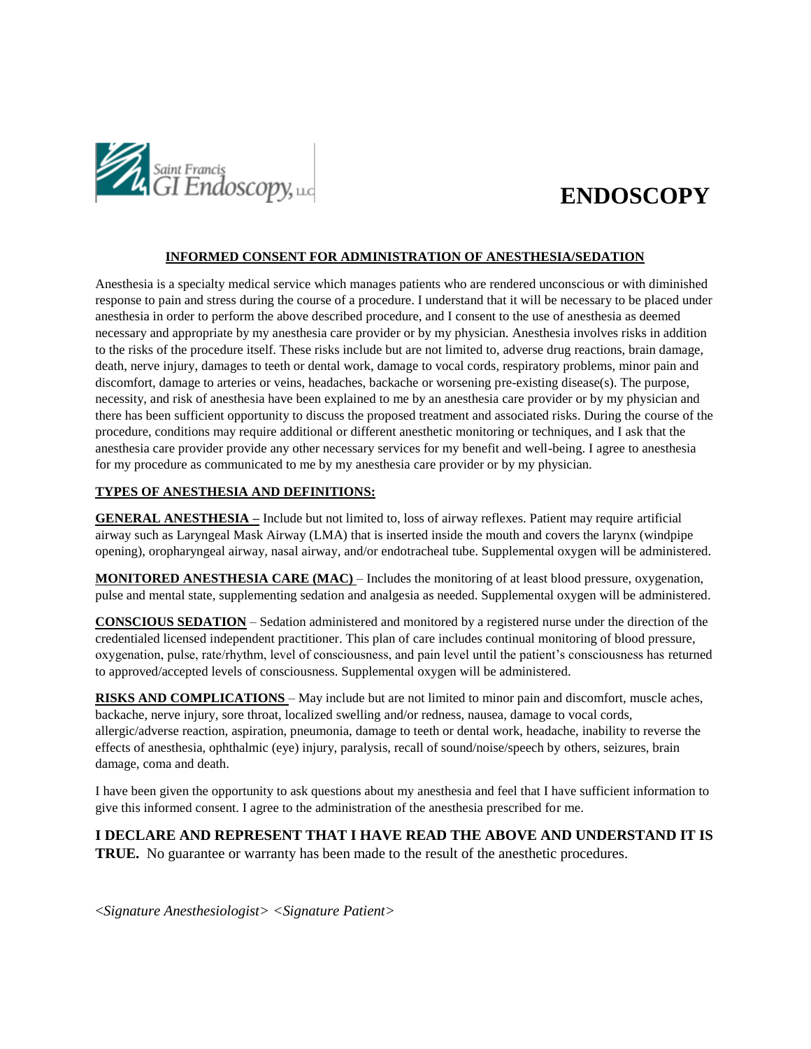Saint Francis GI Endoscopy, LLC

# ENDOSCOPY

## INFORMED CONSENT FOR ADMINISTRATION OF ANESTHESIA/SEDATION

Anesthesia is a specialty medical service which manages patients who are rendered unconscious or with diminished response to pain and stress during the course of a procedure. I understand that it will be necessary to be placed under anesthesia in order to perform the above described procedure, and I consent to the use of anesthesia as deemed necessary and appropriate by my anesthesia care provider or by my physician. Anesthesia involves risks in addition to the risks of the procedure itself. These risks include but are not limited to, adverse drug reactions, brain damage, death, nerve injury, damages to teeth or dental work, damage to vocal cords, respiratory problems, minor pain and discomfort, damage to arteries or veins, headaches, backache or worsening pre-existing disease(s). The purpose, necessity, and risk of anesthesia have been explained to me by an anesthesia care provider or by my physician and there has been sufficient opportunity to discuss the proposed treatment and associated risks. During the course of the procedure, conditions may require additional or different anesthetic monitoring or techniques, and I ask that the anesthesia care provider provide any other necessary services for my benefit and well-being. I agree to anesthesia for my procedure as communicated to me by my anesthesia care provider or by my physician.

**TYPES OF ANESTHESIA AND DEFINITIONS:**

**GENERAL ANESTHESIA –** Include but not limited to, loss of airway reflexes. Patient may require artificial airway such as Laryngeal Mask Airway (LMA) that is inserted inside the mouth and covers the larynx (windpipe opening), oropharyngeal airway, nasal airway, and/or endotracheal tube. Supplemental oxygen will be administered.

**MONITORED ANESTHESIA CARE (MAC)** – Includes the monitoring of at least blood pressure, oxygenation, pulse and mental state, supplementing sedation and analgesia as needed. Supplemental oxygen will be administered.

**CONSCIOUS SEDATION** – Sedation administered and monitored by a registered nurse under the direction of the credentialed licensed independent practitioner. This plan of care includes continual monitoring of blood pressure, oxygenation, pulse, rate/rhythm, level of consciousness, and pain level until the patient's consciousness has returned to approved/accepted levels of consciousness. Supplemental oxygen will be administered.

**RISKS AND COMPLICATIONS** – May include but are not limited to minor pain and discomfort, muscle aches, backache, nerve injury, sore throat, localized swelling and/or redness, nausea, damage to vocal cords, allergic/adverse reaction, aspiration, pneumonia, damage to teeth or dental work, headache, inability to reverse the effects of anesthesia, ophthalmic (eye) injury, paralysis, recall of sound/noise/speech by others, seizures, brain damage, coma and death.

I have been given the opportunity to ask questions about my anesthesia and feel that I have sufficient information to give this informed consent. I agree to the administration of the anesthesia prescribed for me.

**I DECLARE AND REPRESENT THAT I HAVE READ THE ABOVE AND UNDERSTAND IT IS TRUE.** No guarantee or warranty has been made to the result of the anesthetic procedures.

*<Signature Anesthesiologist> <Signature Patient>*